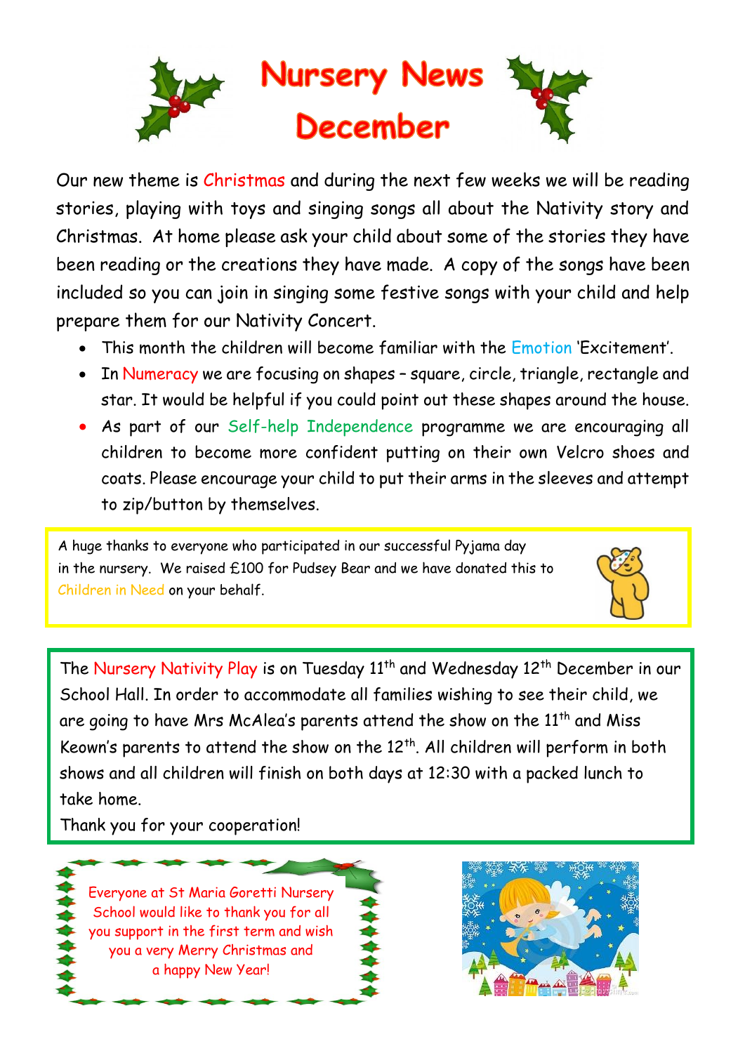# Nursery News December

Our new theme is Christmas and during the next few weeks we will be reading stories, playing with toys and singing songs all about the Nativity story and Christmas. At home please ask your child about some of the stories they have been reading or the creations they have made. A copy of the songs have been included so you can join in singing some festive songs with your child and help prepare them for our Nativity Concert.

- This month the children will become familiar with the Emotion 'Excitement'.
- In Numeracy we are focusing on shapes – square, circle, triangle, rectangle and star. It would be helpful if you could point out these shapes around the house.
- As part of our Self-help Independence programme we are encouraging all children to become more confident putting on their own Velcro shoes and coats. Please encourage your child to put their arms in the sleeves and attempt to zip/button by themselves.

A huge thanks to everyone who participated in our successful Pyjama day in the nursery. We raised £100 for Pudsey Bear and we have donated this to Children in Need on your behalf.

The Nursery Nativity Play is on Tuesday 11th and Wednesday 12th December in our School Hall. In order to accommodate all families wishing to see their child, we are going to have Mrs McAlea's parents attend the show on the 11th and Miss Keown's parents to attend the show on the 12th. All children will perform in both shows and all children will finish on both days at 12:30 with a packed lunch to take home.

Thank you for your cooperation!

Everyone at St Maria Goretti Nursery School would like to thank you for all you support in the first term and wish you a very Merry Christmas and a happy New Year!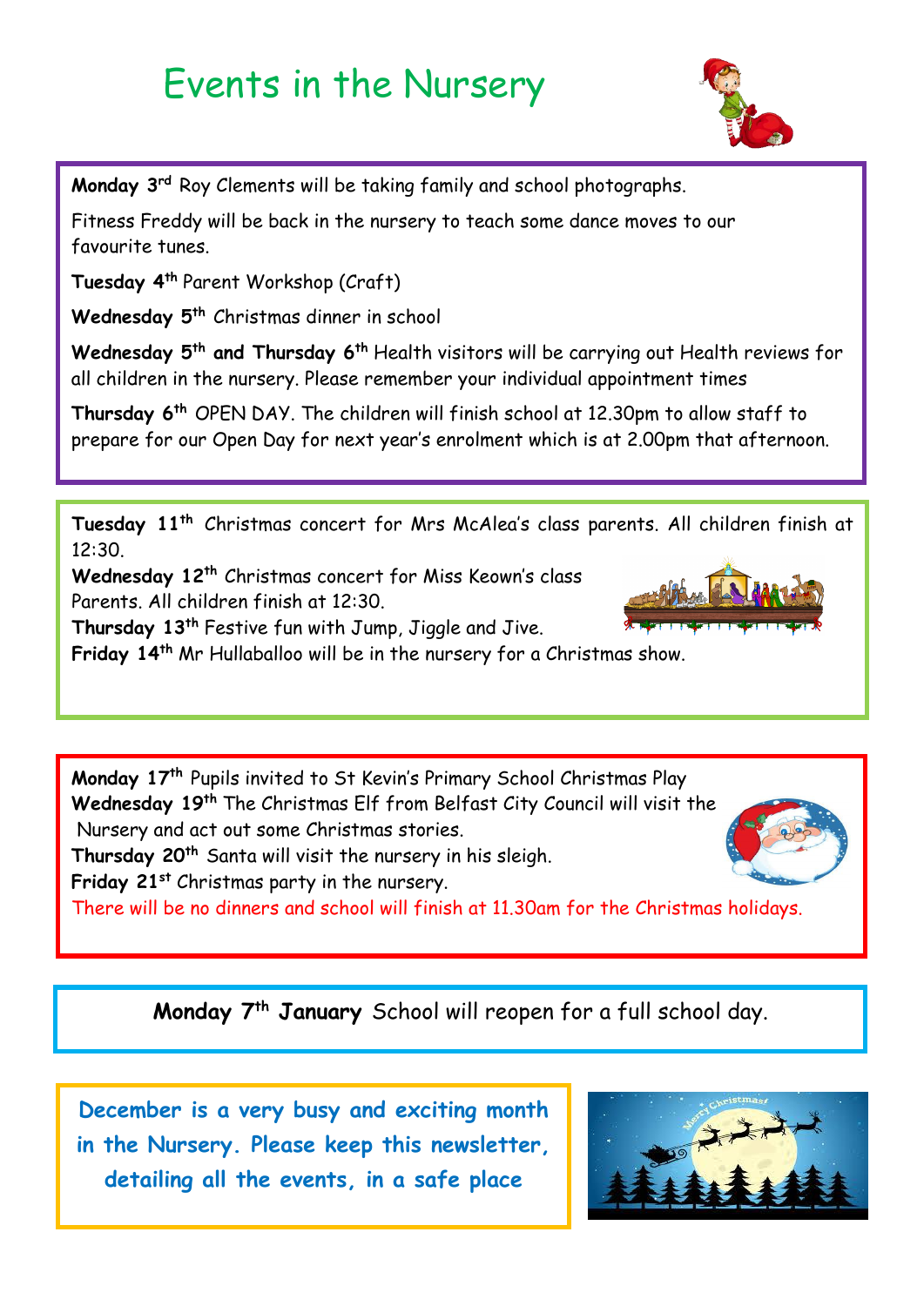# Events in the Nursery

**Monday 3rd** Roy Clements will be taking family and school photographs.

Fitness Freddy will be back in the nursery to teach some dance moves to our favourite tunes.

**Tuesday 4th** Parent Workshop (Craft)

**Wednesday 5th** Christmas dinner in school

**Wednesday 5th and Thursday 6th** Health visitors will be carrying out Health reviews for all children in the nursery. Please remember your individual appointment times

**Thursday 6th** OPEN DAY. The children will finish school at 12.30pm to allow staff to prepare for our Open Day for next year's enrolment which is at 2.00pm that afternoon.

**Tuesday 11th** Christmas concert for Mrs McAlea's class parents. All children finish at 12:30.

**Wednesday 12th** Christmas concert for Miss Keown's class Parents. All children finish at 12:30.

**Thursday 13th** Festive fun with Jump, Jiggle and Jive.

**Friday 14th** Mr Hullaballoo will be in the nursery for a Christmas show.

**Monday 17th** Pupils invited to St Kevin's Primary School Christmas Play

**Wednesday 19th** The Christmas Elf from Belfast City Council will visit the Nursery and act out some Christmas stories.

**Thursday 20th** Santa will visit the nursery in his sleigh.

**Friday 21st** Christmas party in the nursery.

There will be no dinners and school will finish at 11.30am for the Christmas holidays.

**Monday 7th January** School will reopen for a full school day.

**December is a very busy and exciting month in the Nursery. Please keep this newsletter, detailing all the events, in a safe place**